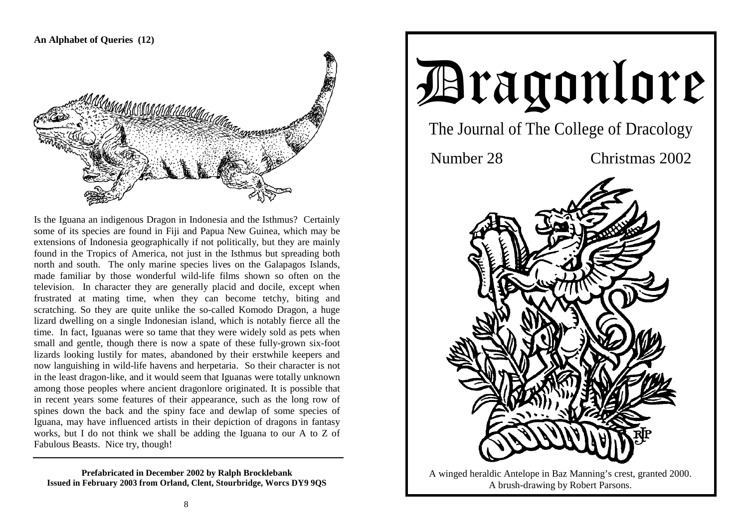**An Alphabet of Queries (12)**

Is the Iguana an indigenous Dragon in Indonesia and the Isthmus? Certainly some of its species are found in Fiji and Papua New Guinea, which may be extensions of Indonesia geographically if not politically, but they are mainly found in the Tropics of America, not just in the Isthmus but spreading both north and south. The only marine species lives on the Galapagos Islands, made familiar by those wonderful wild-life films shown so often on the television. In character they are generally placid and docile, except when frustrated at mating time, when they can become tetchy, biting and scratching. So they are quite unlike the so-called Komodo Dragon, a huge lizard dwelling on a single Indonesian island, which is notably fierce all the time. In fact, Iguanas were so tame that they were widely sold as pets when small and gentle, though there is now a spate of these fully-grown six-foot lizards looking lustily for mates, abandoned by their erstwhile keepers and now languishing in wild-life havens and herpetaria. So their character is not in the least dragon-like, and it would seem that Iguanas were totally unknown among those peoples where ancient dragonlore originated. It is possible that in recent years some features of their appearance, such as the long row of spines down the back and the spiny face and dewlap of some species of Iguana, may have influenced artists in their depiction of dragons in fantasy works, but I do not think we shall be adding the Iguana to our A to Z of Fabulous Beasts. Nice try, though!

---

**Prefabricated in December 2002 by Ralph Brocklebank**
**Issued in February 2003 from Orland, Clent, Stourbridge, Worcs DY9 9QS**

# Dragonlore

## The Journal of The College of Dracology

Number 28 Christmas 2002

A winged heraldic Antelope in Baz Manning's crest, granted 2000.
A brush-drawing by Robert Parsons.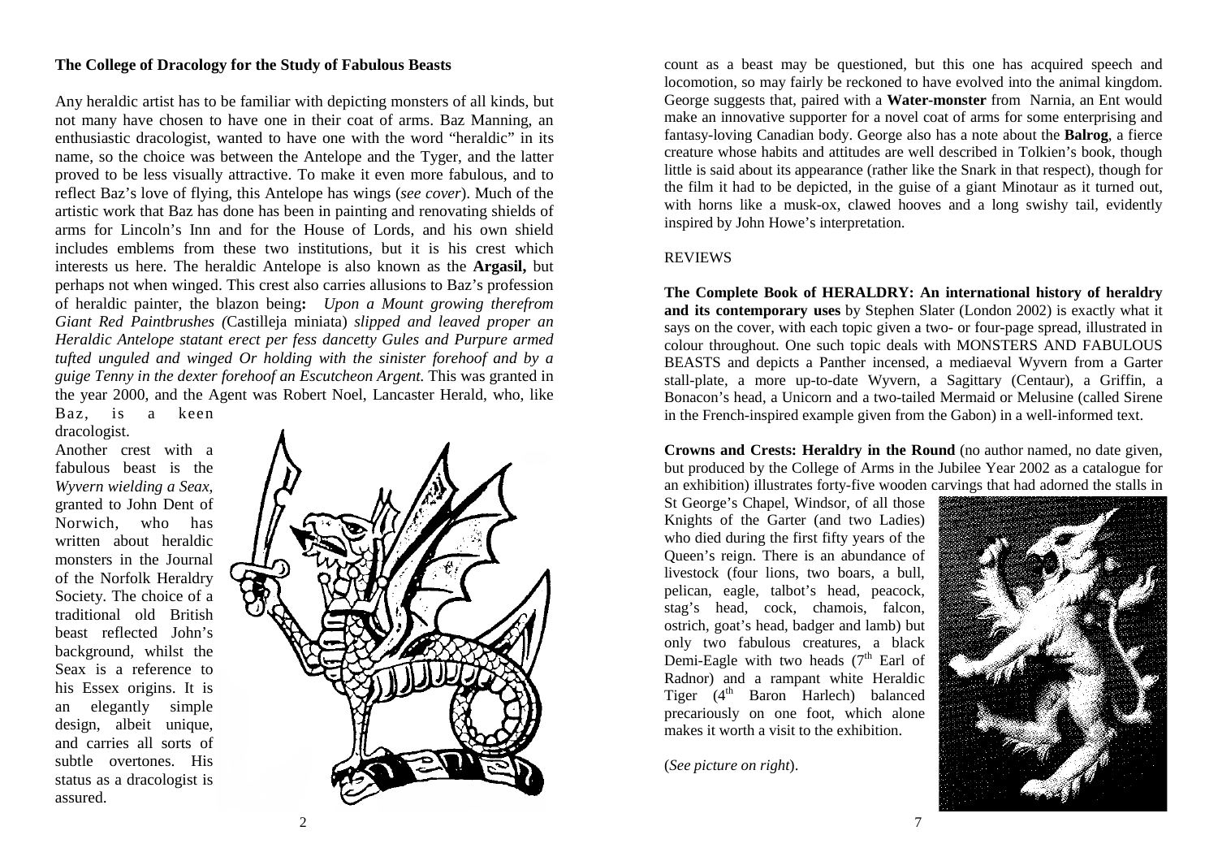## The College of Dracology for the Study of Fabulous Beasts

Any heraldic artist has to be familiar with depicting monsters of all kinds, but not many have chosen to have one in their coat of arms. Baz Manning, an enthusiastic dracologist, wanted to have one with the word "heraldic" in its name, so the choice was between the Antelope and the Tyger, and the latter proved to be less visually attractive. To make it even more fabulous, and to reflect Baz's love of flying, this Antelope has wings (*see cover*). Much of the artistic work that Baz has done has been in painting and renovating shields of arms for Lincoln's Inn and for the House of Lords, and his own shield includes emblems from these two institutions, but it is his crest which interests us here. The heraldic Antelope is also known as the **Argasil,** but perhaps not when winged. This crest also carries allusions to Baz's profession of heraldic painter, the blazon being**:** *Upon a Mount growing therefrom Giant Red Paintbrushes (*Castilleja miniata) *slipped and leaved proper an Heraldic Antelope statant erect per fess dancetty Gules and Purpure armed tufted unguled and winged Or holding with the sinister forehoof and by a guige Tenny in the dexter forehoof an Escutcheon Argent.* This was granted in the year 2000, and the Agent was Robert Noel, Lancaster Herald, who, like Baz, is a keen dracologist.

Another crest with a fabulous beast is the *Wyvern wielding a Seax*, granted to John Dent of Norwich, who has written about heraldic monsters in the Journal of the Norfolk Heraldry Society. The choice of a traditional old British beast reflected John's background, whilst the Seax is a reference to his Essex origins. It is an elegantly simple design, albeit unique, and carries all sorts of subtle overtones. His status as a dracologist is assured.

count as a beast may be questioned, but this one has acquired speech and locomotion, so may fairly be reckoned to have evolved into the animal kingdom. George suggests that, paired with a **Water-monster** from Narnia, an Ent would make an innovative supporter for a novel coat of arms for some enterprising and fantasy-loving Canadian body. George also has a note about the **Balrog**, a fierce creature whose habits and attitudes are well described in Tolkien's book, though little is said about its appearance (rather like the Snark in that respect), though for the film it had to be depicted, in the guise of a giant Minotaur as it turned out, with horns like a musk-ox, clawed hooves and a long swishy tail, evidently inspired by John Howe's interpretation.

### REVIEWS

**The Complete Book of HERALDRY: An international history of heraldry and its contemporary uses** by Stephen Slater (London 2002) is exactly what it says on the cover, with each topic given a two- or four-page spread, illustrated in colour throughout. One such topic deals with MONSTERS AND FABULOUS BEASTS and depicts a Panther incensed, a mediaeval Wyvern from a Garter stall-plate, a more up-to-date Wyvern, a Sagittary (Centaur), a Griffin, a Bonacon's head, a Unicorn and a two-tailed Mermaid or Melusine (called Sirene in the French-inspired example given from the Gabon) in a well-informed text.

**Crowns and Crests: Heraldry in the Round** (no author named, no date given, but produced by the College of Arms in the Jubilee Year 2002 as a catalogue for an exhibition) illustrates forty-five wooden carvings that had adorned the stalls in St George's Chapel, Windsor, of all those Knights of the Garter (and two Ladies) who died during the first fifty years of the Queen's reign. There is an abundance of livestock (four lions, two boars, a bull, pelican, eagle, talbot's head, peacock, stag's head, cock, chamois, falcon, ostrich, goat's head, badger and lamb) but only two fabulous creatures, a black Demi-Eagle with two heads (7th Earl of Radnor) and a rampant white Heraldic Tiger (4th Baron Harlech) balanced precariously on one foot, which alone makes it worth a visit to the exhibition.

(*See picture on right*).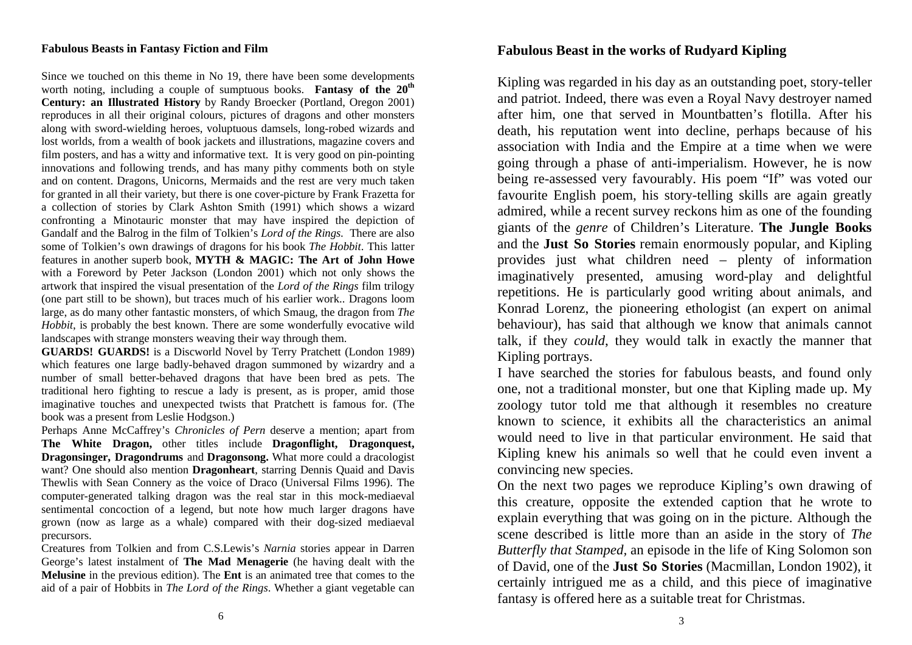## Fabulous Beasts in Fantasy Fiction and Film

Since we touched on this theme in No 19, there have been some developments worth noting, including a couple of sumptuous books. **Fantasy of the 20th Century: an Illustrated History** by Randy Broecker (Portland, Oregon 2001) reproduces in all their original colours, pictures of dragons and other monsters along with sword-wielding heroes, voluptuous damsels, long-robed wizards and lost worlds, from a wealth of book jackets and illustrations, magazine covers and film posters, and has a witty and informative text. It is very good on pin-pointing innovations and following trends, and has many pithy comments both on style and on content. Dragons, Unicorns, Mermaids and the rest are very much taken for granted in all their variety, but there is one cover-picture by Frank Frazetta for a collection of stories by Clark Ashton Smith (1991) which shows a wizard confronting a Minotauric monster that may have inspired the depiction of Gandalf and the Balrog in the film of Tolkien's *Lord of the Rings*. There are also some of Tolkien's own drawings of dragons for his book *The Hobbit*. This latter features in another superb book, **MYTH & MAGIC: The Art of John Howe** with a Foreword by Peter Jackson (London 2001) which not only shows the artwork that inspired the visual presentation of the *Lord of the Rings* film trilogy (one part still to be shown), but traces much of his earlier work.. Dragons loom large, as do many other fantastic monsters, of which Smaug, the dragon from *The Hobbit*, is probably the best known. There are some wonderfully evocative wild landscapes with strange monsters weaving their way through them.

**GUARDS! GUARDS!** is a Discworld Novel by Terry Pratchett (London 1989) which features one large badly-behaved dragon summoned by wizardry and a number of small better-behaved dragons that have been bred as pets. The traditional hero fighting to rescue a lady is present, as is proper, amid those imaginative touches and unexpected twists that Pratchett is famous for. (The book was a present from Leslie Hodgson.)

Perhaps Anne McCaffrey's *Chronicles of Pern* deserve a mention; apart from **The White Dragon,** other titles include **Dragonflight, Dragonquest, Dragonsinger, Dragondrums** and **Dragonsong.** What more could a dracologist want? One should also mention **Dragonheart**, starring Dennis Quaid and Davis Thewlis with Sean Connery as the voice of Draco (Universal Films 1996). The computer-generated talking dragon was the real star in this mock-mediaeval sentimental concoction of a legend, but note how much larger dragons have grown (now as large as a whale) compared with their dog-sized mediaeval precursors.

Creatures from Tolkien and from C.S.Lewis's *Narnia* stories appear in Darren George's latest instalment of **The Mad Menagerie** (he having dealt with the **Melusine** in the previous edition). The **Ent** is an animated tree that comes to the aid of a pair of Hobbits in *The Lord of the Rings*. Whether a giant vegetable can

## Fabulous Beast in the works of Rudyard Kipling

Kipling was regarded in his day as an outstanding poet, story-teller and patriot. Indeed, there was even a Royal Navy destroyer named after him, one that served in Mountbatten's flotilla. After his death, his reputation went into decline, perhaps because of his association with India and the Empire at a time when we were going through a phase of anti-imperialism. However, he is now being re-assessed very favourably. His poem "If" was voted our favourite English poem, his story-telling skills are again greatly admired, while a recent survey reckons him as one of the founding giants of the *genre* of Children's Literature. **The Jungle Books** and the **Just So Stories** remain enormously popular, and Kipling provides just what children need – plenty of information imaginatively presented, amusing word-play and delightful repetitions. He is particularly good writing about animals, and Konrad Lorenz, the pioneering ethologist (an expert on animal behaviour), has said that although we know that animals cannot talk, if they *could*, they would talk in exactly the manner that Kipling portrays.

I have searched the stories for fabulous beasts, and found only one, not a traditional monster, but one that Kipling made up. My zoology tutor told me that although it resembles no creature known to science, it exhibits all the characteristics an animal would need to live in that particular environment. He said that Kipling knew his animals so well that he could even invent a convincing new species.

On the next two pages we reproduce Kipling's own drawing of this creature, opposite the extended caption that he wrote to explain everything that was going on in the picture. Although the scene described is little more than an aside in the story of *The Butterfly that Stamped*, an episode in the life of King Solomon son of David, one of the **Just So Stories** (Macmillan, London 1902), it certainly intrigued me as a child, and this piece of imaginative fantasy is offered here as a suitable treat for Christmas.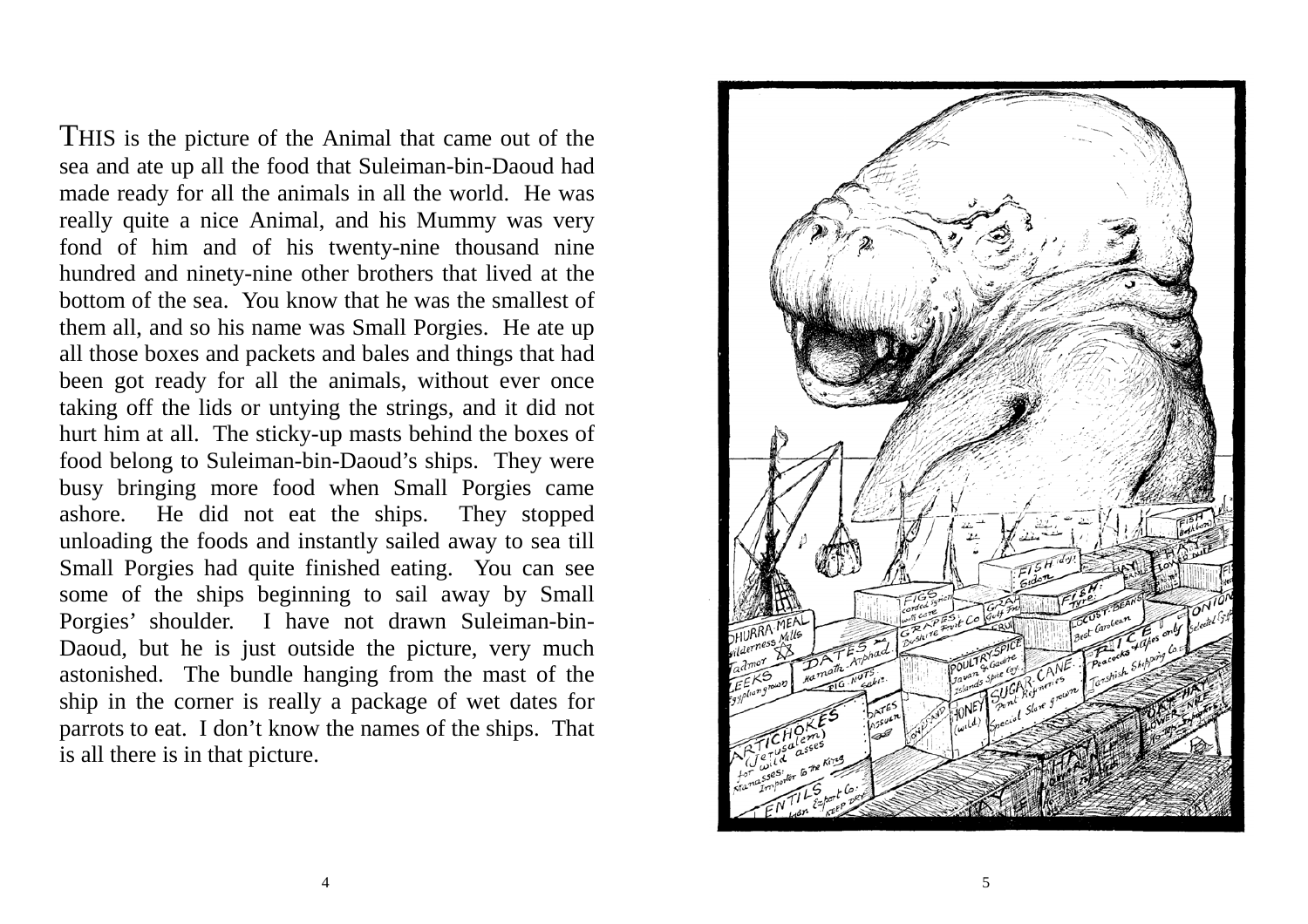THIS is the picture of the Animal that came out of the sea and ate up all the food that Suleiman-bin-Daoud had made ready for all the animals in all the world. He was really quite a nice Animal, and his Mummy was very fond of him and of his twenty-nine thousand nine hundred and ninety-nine other brothers that lived at the bottom of the sea. You know that he was the smallest of them all, and so his name was Small Porgies. He ate up all those boxes and packets and bales and things that had been got ready for all the animals, without ever once taking off the lids or untying the strings, and it did not hurt him at all. The sticky-up masts behind the boxes of food belong to Suleiman-bin-Daoud's ships. They were busy bringing more food when Small Porgies came ashore. He did not eat the ships. They stopped unloading the foods and instantly sailed away to sea till Small Porgies had quite finished eating. You can see some of the ships beginning to sail away by Small Porgies' shoulder. I have not drawn Suleiman-bin-Daoud, but he is just outside the picture, very much astonished. The bundle hanging from the mast of the ship in the corner is really a package of wet dates for parrots to eat. I don't know the names of the ships. That is all there is in that picture.